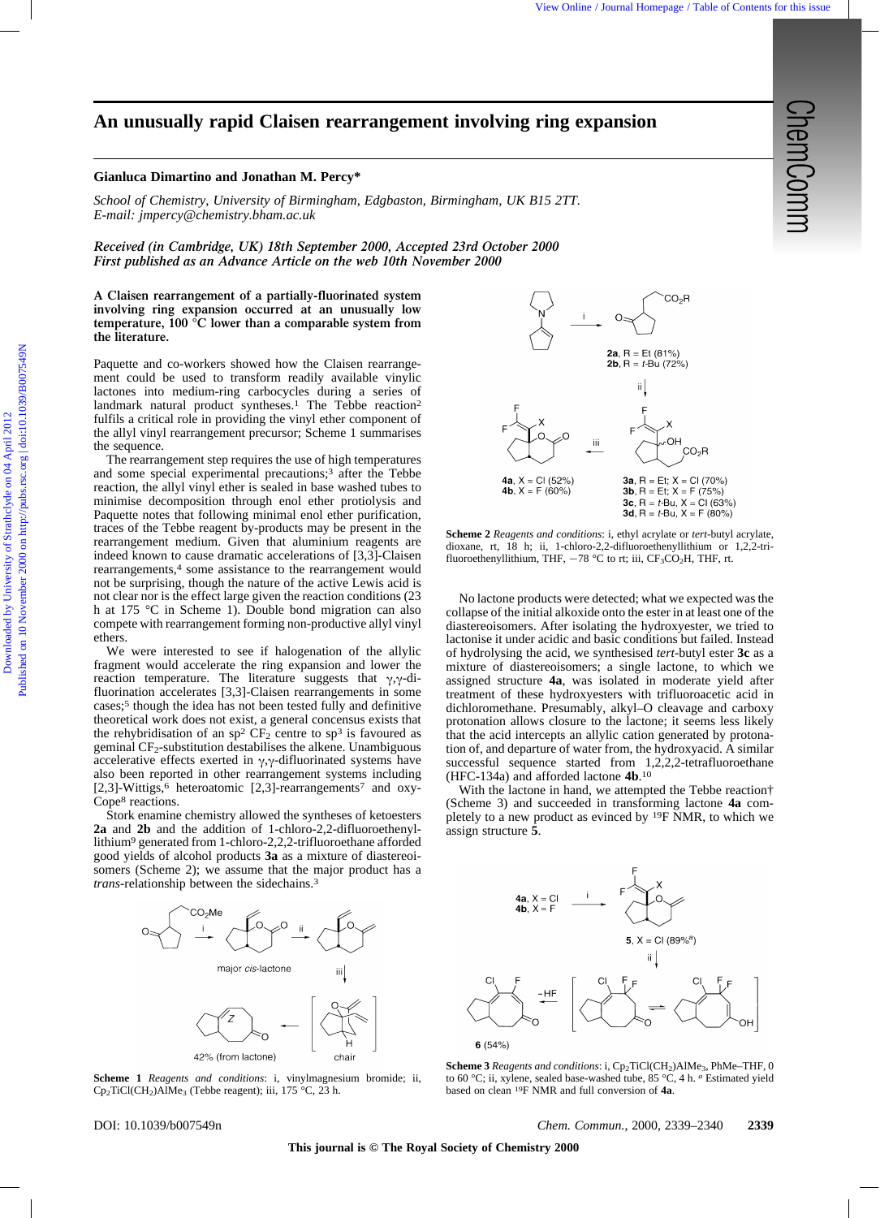# An unusually rapid Claisen rearrangement involving ring expansion

**Gianluca Dimartino and Jonathan M. Percy\***

*School of Chemistry, University of Birmingham, Edgbaston, Birmingham, UK B15 2TT. E-mail: jmpercy@chemistry.bham.ac.uk*

*Received (in Cambridge, UK) 18th September 2000, Accepted 23rd October 2000*
*First published as an Advance Article on the web 10th November 2000*

**A Claisen rearrangement of a partially-fluorinated system involving ring expansion occurred at an unusually low temperature, 100 °C lower than a comparable system from the literature.**

Paquette and co-workers showed how the Claisen rearrangement could be used to transform readily available vinylic lactones into medium-ring carbocycles during a series of landmark natural product syntheses.[1] The Tebbe reaction[2] fulfils a critical role in providing the vinyl ether component of the allyl vinyl rearrangement precursor; Scheme 1 summarises the sequence.

The rearrangement step requires the use of high temperatures and some special experimental precautions;[3] after the Tebbe reaction, the allyl vinyl ether is sealed in base washed tubes to minimise decomposition through enol ether protiolysis and Paquette notes that following minimal enol ether purification, traces of the Tebbe reagent by-products may be present in the rearrangement medium. Given that aluminium reagents are indeed known to cause dramatic accelerations of [3,3]-Claisen rearrangements,[4] some assistance to the rearrangement would not be surprising, though the nature of the active Lewis acid is not clear nor is the effect large given the reaction conditions (23 h at 175 °C in Scheme 1). Double bond migration can also compete with rearrangement forming non-productive allyl vinyl ethers.

We were interested to see if halogenation of the allylic fragment would accelerate the ring expansion and lower the reaction temperature. The literature suggests that γ,γ-difluorination accelerates [3,3]-Claisen rearrangements in some cases;[5] though the idea has not been tested fully and definitive theoretical work does not exist, a general concensus exists that the rehybridisation of an sp$^2$ $CF_2$ centre to sp$^3$ is favoured as geminal $CF_2$-substitution destabilises the alkene. Unambiguous accelerative effects exerted in γ,γ-difluorinated systems have also been reported in other rearrangement systems including [2,3]-Wittigs,[6] heteroatomic [2,3]-rearrangements[7] and oxy-Cope[8] reactions.

Stork enamine chemistry allowed the syntheses of ketoesters **2a** and **2b** and the addition of 1-chloro-2,2-difluoroethenyllithium[9] generated from 1-chloro-2,2,2-trifluoroethane afforded good yields of alcohol products **3a** as a mixture of diastereoisomers (Scheme 2); we assume that the major product has a *trans*-relationship between the sidechains.[3]

**Scheme 1** *Reagents and conditions*: i, vinylmagnesium bromide; ii, $Cp_2TiCl(CH_2)AlMe_3$ (Tebbe reagent); iii, 175 °C, 23 h.

**Scheme 2** *Reagents and conditions*: i, ethyl acrylate or *tert*-butyl acrylate, dioxane, rt, 18 h; ii, 1-chloro-2,2-difluoroethenyllithium or 1,2,2-trifluoroethenyllithium, THF, −78 °C to rt; iii, $CF_3CO_2H$, THF, rt.

No lactone products were detected; what we expected was the collapse of the initial alkoxide onto the ester in at least one of the diastereoisomers. After isolating the hydroxyester, we tried to lactonise it under acidic and basic conditions but failed. Instead of hydrolysing the acid, we synthesised *tert*-butyl ester **3c** as a mixture of diastereoisomers; a single lactone, to which we assigned structure **4a**, was isolated in moderate yield after treatment of these hydroxyesters with trifluoroacetic acid in dichloromethane. Presumably, alkyl–O cleavage and carboxy protonation allows closure to the lactone; it seems less likely that the acid intercepts an allylic cation generated by protonation of, and departure of water from, the hydroxyacid. A similar successful sequence started from 1,2,2,2-tetrafluoroethane (HFC-134a) and afforded lactone **4b**.[10]

With the lactone in hand, we attempted the Tebbe reaction† (Scheme 3) and succeeded in transforming lactone **4a** completely to a new product as evinced by $^{19}F$ NMR, to which we assign structure **5**.

**Scheme 3** *Reagents and conditions*: i, $Cp_2TiCl(CH_2)AlMe_3$, PhMe–THF, 0 to 60 °C; ii, xylene, sealed base-washed tube, 85 °C, 4 h. $^a$ Estimated yield based on clean $^{19}F$ NMR and full conversion of **4a**.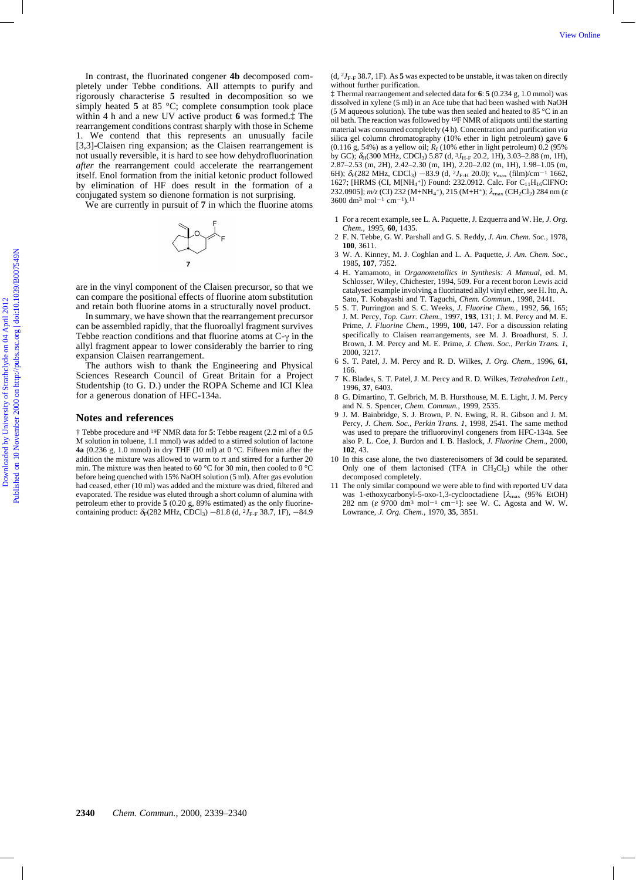In contrast, the fluorinated congener **4b** decomposed completely under Tebbe conditions. All attempts to purify and rigorously characterise **5** resulted in decomposition so we simply heated **5** at 85 °C; complete consumption took place within 4 h and a new UV active product **6** was formed.‡ The rearrangement conditions contrast sharply with those in Scheme 1. We contend that this represents an unusually facile [3,3]-Claisen ring expansion; as the Claisen rearrangement is not usually reversible, it is hard to see how dehydrofluorination *after* the rearrangement could accelerate the rearrangement itself. Enol formation from the initial ketonic product followed by elimination of HF does result in the formation of a conjugated system so dienone formation is not surprising.

We are currently in pursuit of **7** in which the fluorine atoms

**7**

are in the vinyl component of the Claisen precursor, so that we can compare the positional effects of fluorine atom substitution and retain both fluorine atoms in a structurally novel product.

In summary, we have shown that the rearrangement precursor can be assembled rapidly, that the fluoroallyl fragment survives Tebbe reaction conditions and that fluorine atoms at C-γ in the allyl fragment appear to lower considerably the barrier to ring expansion Claisen rearrangement.

The authors wish to thank the Engineering and Physical Sciences Research Council of Great Britain for a Project Studentship (to G. D.) under the ROPA Scheme and ICI Klea for a generous donation of HFC-134a.

## Notes and references

† Tebbe procedure and $^{19}F$ NMR data for **5**: Tebbe reagent (2.2 ml of a 0.5 M solution in toluene, 1.1 mmol) was added to a stirred solution of lactone **4a** (0.236 g, 1.0 mmol) in dry THF (10 ml) at 0 °C. Fifteen min after the addition the mixture was allowed to warm to rt and stirred for a further 20 min. The mixture was then heated to 60 °C for 30 min, then cooled to 0 °C before being quenched with 15% NaOH solution (5 ml). After gas evolution had ceased, ether (10 ml) was added and the mixture was dried, filtered and evaporated. The residue was eluted through a short column of alumina with petroleum ether to provide **5** (0.20 g, 89% estimated) as the only fluorine-containing product: $\delta_F$(282 MHz, $CDCl_3$) −81.8 (d, $^2J_{F-F}$ 38.7, 1F), −84.9 (d, $^2J_{F-F}$ 38.7, 1F). As **5** was expected to be unstable, it was taken on directly without further purification.

‡ Thermal rearrangement and selected data for **6**: **5** (0.234 g, 1.0 mmol) was dissolved in xylene (5 ml) in an Ace tube that had been washed with NaOH (5 M aqueous solution). The tube was then sealed and heated to 85 °C in an oil bath. The reaction was followed by $^{19}F$ NMR of aliquots until the starting material was consumed completely (4 h). Concentration and purification *via* silica gel column chromatography (10% ether in light petroleum) gave **6** (0.116 g, 54%) as a yellow oil; $R_f$ (10% ether in light petroleum) 0.2 (95% by GC); $\delta_H$(300 MHz, $CDCl_3$) 5.87 (d, $^3J_{H-F}$ 20.2, 1H), 3.03–2.88 (m, 1H), 2.87–2.53 (m, 2H), 2.42–2.30 (m, 1H), 2.20–2.02 (m, 1H), 1.98–1.05 (m, 6H); $\delta_F$(282 MHz, $CDCl_3$) −83.9 (d, $^2J_{F-H}$ 20.0); $\nu_{max}$ (film)/cm$^{-1}$ 1662, 1627; [HRMS (CI, M[$NH_4^+$]) Found: 232.0912. Calc. For $C_{11}H_{16}ClFNO$: 232.0905]; *m/z* (CI) 232 (M+$NH_4^+$), 215 (M+H$^+$); $\lambda_{max}$ ($CH_2Cl_2$) 284 nm ($\varepsilon$ 3600 dm$^3$ mol$^{-1}$ cm$^{-1}$).[11]

1 For a recent example, see L. A. Paquette, J. Ezquerra and W. He, *J. Org. Chem.*, 1995, **60**, 1435.
2 F. N. Tebbe, G. W. Parshall and G. S. Reddy, *J. Am. Chem. Soc.*, 1978, **100**, 3611.
3 W. A. Kinney, M. J. Coghlan and L. A. Paquette, *J. Am. Chem. Soc.*, 1985, **107**, 7352.
4 H. Yamamoto, in *Organometallics in Synthesis: A Manual*, ed. M. Schlosser, Wiley, Chichester, 1994, 509. For a recent boron Lewis acid catalysed example involving a fluorinated allyl vinyl ether, see H. Ito, A. Sato, T. Kobayashi and T. Taguchi, *Chem. Commun.*, 1998, 2441.
5 S. T. Purrington and S. C. Weeks, *J. Fluorine Chem.*, 1992, **56**, 165; J. M. Percy, *Top. Curr. Chem.*, 1997, **193**, 131; J. M. Percy and M. E. Prime, *J. Fluorine Chem.*, 1999, **100**, 147. For a discussion relating specifically to Claisen rearrangements, see M. J. Broadhurst, S. J. Brown, J. M. Percy and M. E. Prime, *J. Chem. Soc., Perkin Trans. 1*, 2000, 3217.
6 S. T. Patel, J. M. Percy and R. D. Wilkes, *J. Org. Chem.*, 1996, **61**, 166.
7 K. Blades, S. T. Patel, J. M. Percy and R. D. Wilkes, *Tetrahedron Lett.*, 1996, **37**, 6403.
8 G. Dimartino, T. Gelbrich, M. B. Hursthouse, M. E. Light, J. M. Percy and N. S. Spencer, *Chem. Commun.*, 1999, 2535.
9 J. M. Bainbridge, S. J. Brown, P. N. Ewing, R. R. Gibson and J. M. Percy, *J. Chem. Soc., Perkin Trans. 1*, 1998, 2541. The same method was used to prepare the trifluorovinyl congeners from HFC-134a. See also P. L. Coe, J. Burdon and I. B. Haslock, *J. Fluorine Chem.*, 2000, **102**, 43.
10 In this case alone, the two diastereoisomers of **3d** could be separated. Only one of them lactonised (TFA in $CH_2Cl_2$) while the other decomposed completely.
11 The only similar compound we were able to find with reported UV data was 1-ethoxycarbonyl-5-oxo-1,3-cyclooctadiene [$\lambda_{max}$ (95% EtOH) 282 nm ($\varepsilon$ 9700 dm$^3$ mol$^{-1}$ cm$^{-1}$]: see W. C. Agosta and W. W. Lowrance, *J. Org. Chem.*, 1970, **35**, 3851.